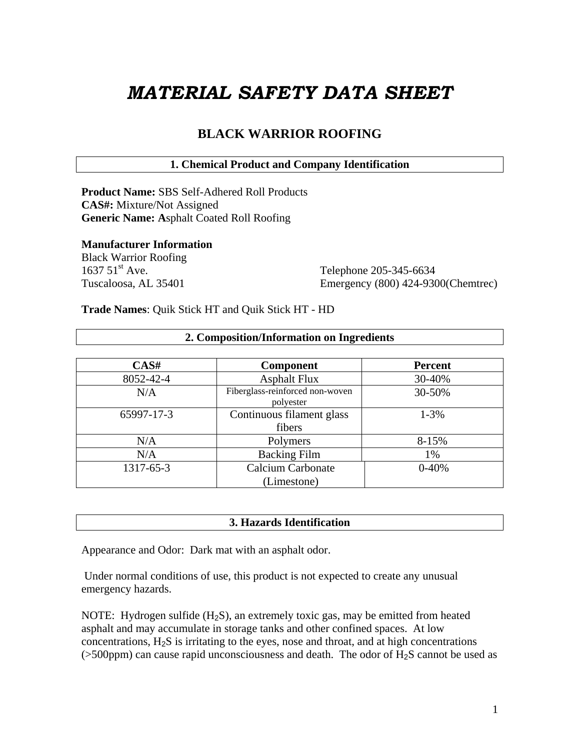# *MATERIAL SAFETY DATA SHEET*

## BLACK WARRIOR ROOFING

### 1. Chemical Product and Company Identification

**Product Name:** SBS Self-Adhered Roll Products
**CAS#:** Mixture/Not Assigned
**Generic Name: A**sphalt Coated Roll Roofing

**Manufacturer Information**
Black Warrior Roofing
1637 51st Ave.
Tuscaloosa, AL 35401

Telephone 205-345-6634
Emergency (800) 424-9300(Chemtrec)

**Trade Names**: Quik Stick HT and Quik Stick HT - HD

### 2. Composition/Information on Ingredients

| CAS# | Component | Percent |
|---|---|---|
| 8052-42-4 | Asphalt Flux | 30-40% |
| N/A | Fiberglass-reinforced non-woven polyester | 30-50% |
| 65997-17-3 | Continuous filament glass fibers | 1-3% |
| N/A | Polymers | 8-15% |
| N/A | Backing Film | 1% |
| 1317-65-3 | Calcium Carbonate (Limestone) | 0-40% |

### 3. Hazards Identification

Appearance and Odor: Dark mat with an asphalt odor.

Under normal conditions of use, this product is not expected to create any unusual emergency hazards.

NOTE: Hydrogen sulfide ($H_2S$), an extremely toxic gas, may be emitted from heated asphalt and may accumulate in storage tanks and other confined spaces. At low concentrations, $H_2S$ is irritating to the eyes, nose and throat, and at high concentrations (>500ppm) can cause rapid unconsciousness and death. The odor of $H_2S$ cannot be used as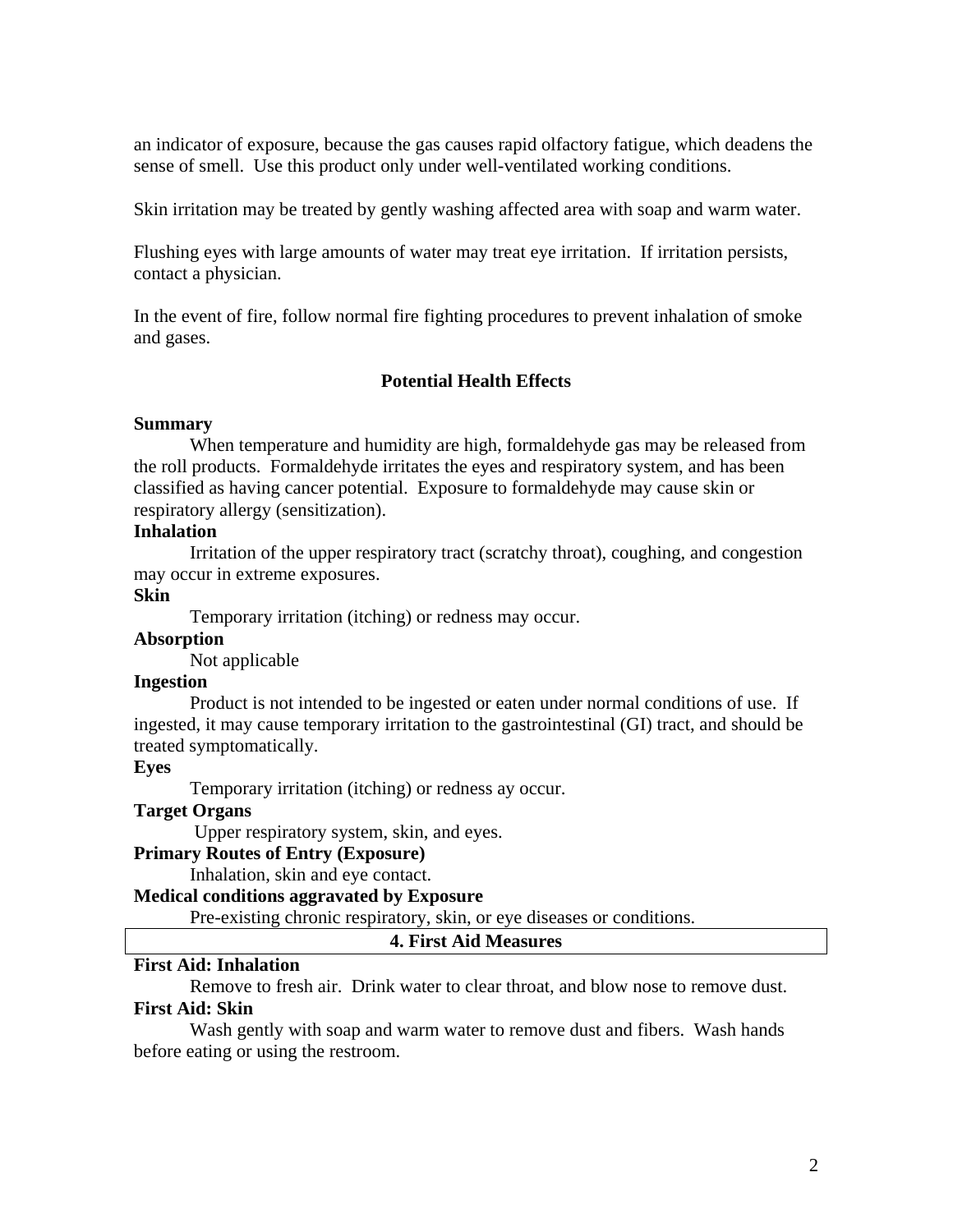an indicator of exposure, because the gas causes rapid olfactory fatigue, which deadens the sense of smell. Use this product only under well-ventilated working conditions.

Skin irritation may be treated by gently washing affected area with soap and warm water.

Flushing eyes with large amounts of water may treat eye irritation. If irritation persists, contact a physician.

In the event of fire, follow normal fire fighting procedures to prevent inhalation of smoke and gases.

### Potential Health Effects

**Summary**

When temperature and humidity are high, formaldehyde gas may be released from the roll products. Formaldehyde irritates the eyes and respiratory system, and has been classified as having cancer potential. Exposure to formaldehyde may cause skin or respiratory allergy (sensitization).

**Inhalation**

Irritation of the upper respiratory tract (scratchy throat), coughing, and congestion may occur in extreme exposures.

**Skin**

Temporary irritation (itching) or redness may occur.

**Absorption**

Not applicable

**Ingestion**

Product is not intended to be ingested or eaten under normal conditions of use. If ingested, it may cause temporary irritation to the gastrointestinal (GI) tract, and should be treated symptomatically.

**Eyes**

Temporary irritation (itching) or redness ay occur.

**Target Organs**

Upper respiratory system, skin, and eyes.

**Primary Routes of Entry (Exposure)**

Inhalation, skin and eye contact.

**Medical conditions aggravated by Exposure**

Pre-existing chronic respiratory, skin, or eye diseases or conditions.

## 4. First Aid Measures

**First Aid: Inhalation**

Remove to fresh air. Drink water to clear throat, and blow nose to remove dust.

**First Aid: Skin**

Wash gently with soap and warm water to remove dust and fibers. Wash hands before eating or using the restroom.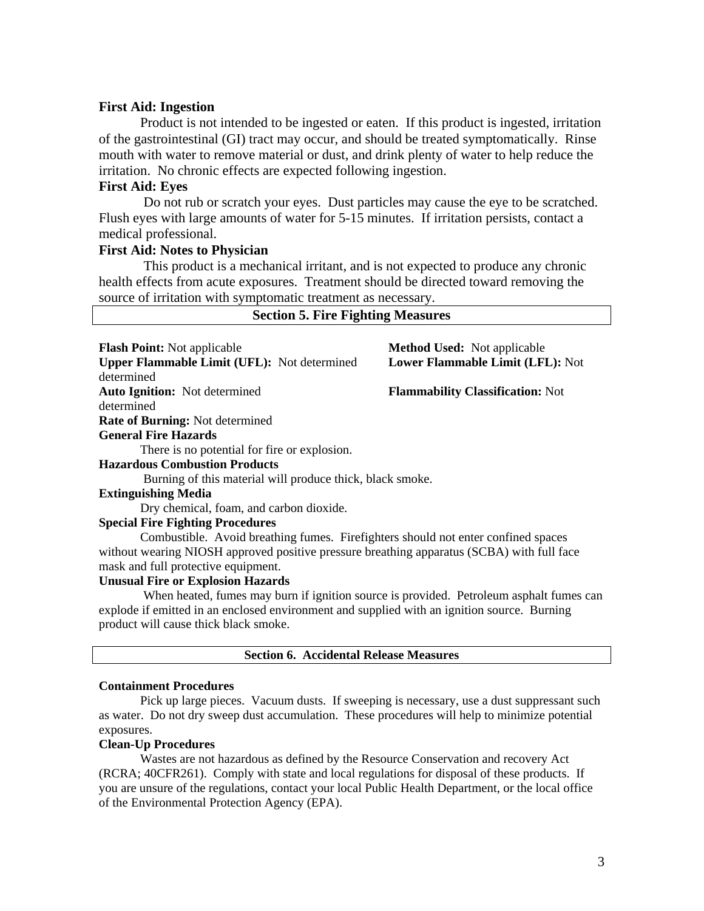**First Aid: Ingestion**

Product is not intended to be ingested or eaten. If this product is ingested, irritation of the gastrointestinal (GI) tract may occur, and should be treated symptomatically. Rinse mouth with water to remove material or dust, and drink plenty of water to help reduce the irritation. No chronic effects are expected following ingestion.

**First Aid: Eyes**

Do not rub or scratch your eyes. Dust particles may cause the eye to be scratched. Flush eyes with large amounts of water for 5-15 minutes. If irritation persists, contact a medical professional.

**First Aid: Notes to Physician**

This product is a mechanical irritant, and is not expected to produce any chronic health effects from acute exposures. Treatment should be directed toward removing the source of irritation with symptomatic treatment as necessary.

## Section 5. Fire Fighting Measures

**Flash Point:** Not applicable

**Method Used:** Not applicable

**Upper Flammable Limit (UFL):** Not determined

**Lower Flammable Limit (LFL):** Not determined

**Auto Ignition:** Not determined

**Flammability Classification:** Not determined

**Rate of Burning:** Not determined

**General Fire Hazards**

There is no potential for fire or explosion.

**Hazardous Combustion Products**

Burning of this material will produce thick, black smoke.

**Extinguishing Media**

Dry chemical, foam, and carbon dioxide.

**Special Fire Fighting Procedures**

Combustible. Avoid breathing fumes. Firefighters should not enter confined spaces without wearing NIOSH approved positive pressure breathing apparatus (SCBA) with full face mask and full protective equipment.

**Unusual Fire or Explosion Hazards**

When heated, fumes may burn if ignition source is provided. Petroleum asphalt fumes can explode if emitted in an enclosed environment and supplied with an ignition source. Burning product will cause thick black smoke.

## Section 6. Accidental Release Measures

**Containment Procedures**

Pick up large pieces. Vacuum dusts. If sweeping is necessary, use a dust suppressant such as water. Do not dry sweep dust accumulation. These procedures will help to minimize potential exposures.

**Clean-Up Procedures**

Wastes are not hazardous as defined by the Resource Conservation and recovery Act (RCRA; 40CFR261). Comply with state and local regulations for disposal of these products. If you are unsure of the regulations, contact your local Public Health Department, or the local office of the Environmental Protection Agency (EPA).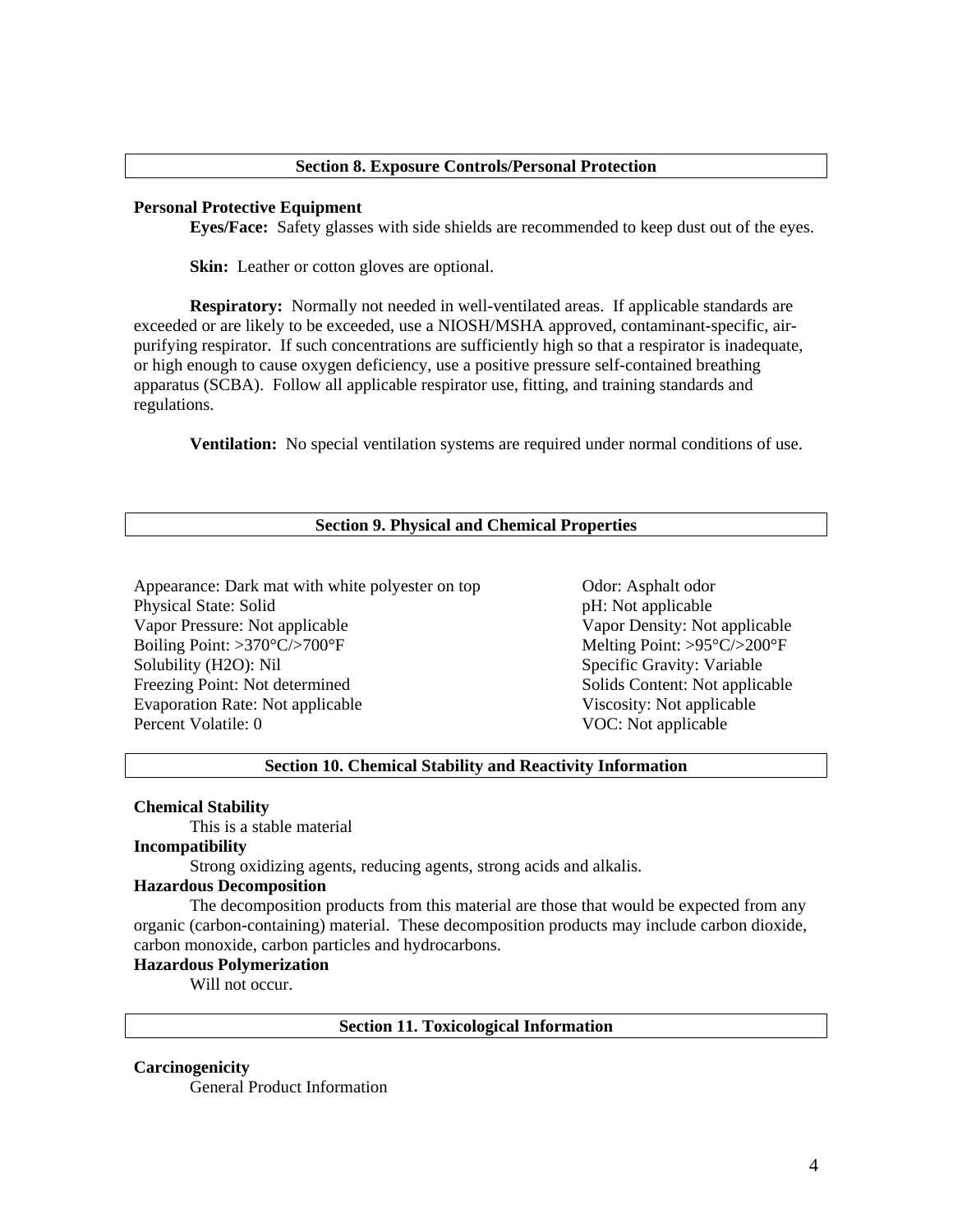## Section 8. Exposure Controls/Personal Protection

**Personal Protective Equipment**

**Eyes/Face:** Safety glasses with side shields are recommended to keep dust out of the eyes.

**Skin:** Leather or cotton gloves are optional.

**Respiratory:** Normally not needed in well-ventilated areas. If applicable standards are exceeded or are likely to be exceeded, use a NIOSH/MSHA approved, contaminant-specific, air-purifying respirator. If such concentrations are sufficiently high so that a respirator is inadequate, or high enough to cause oxygen deficiency, use a positive pressure self-contained breathing apparatus (SCBA). Follow all applicable respirator use, fitting, and training standards and regulations.

**Ventilation:** No special ventilation systems are required under normal conditions of use.

## Section 9. Physical and Chemical Properties

Appearance: Dark mat with white polyester on top
Physical State: Solid
Vapor Pressure: Not applicable
Boiling Point: >370°C/>700°F
Solubility (H2O): Nil
Freezing Point: Not determined
Evaporation Rate: Not applicable
Percent Volatile: 0

Odor: Asphalt odor
pH: Not applicable
Vapor Density: Not applicable
Melting Point: >95°C/>200°F
Specific Gravity: Variable
Solids Content: Not applicable
Viscosity: Not applicable
VOC: Not applicable

## Section 10. Chemical Stability and Reactivity Information

**Chemical Stability**

This is a stable material

**Incompatibility**

Strong oxidizing agents, reducing agents, strong acids and alkalis.

**Hazardous Decomposition**

The decomposition products from this material are those that would be expected from any organic (carbon-containing) material. These decomposition products may include carbon dioxide, carbon monoxide, carbon particles and hydrocarbons.

**Hazardous Polymerization**

Will not occur.

## Section 11. Toxicological Information

**Carcinogenicity**

General Product Information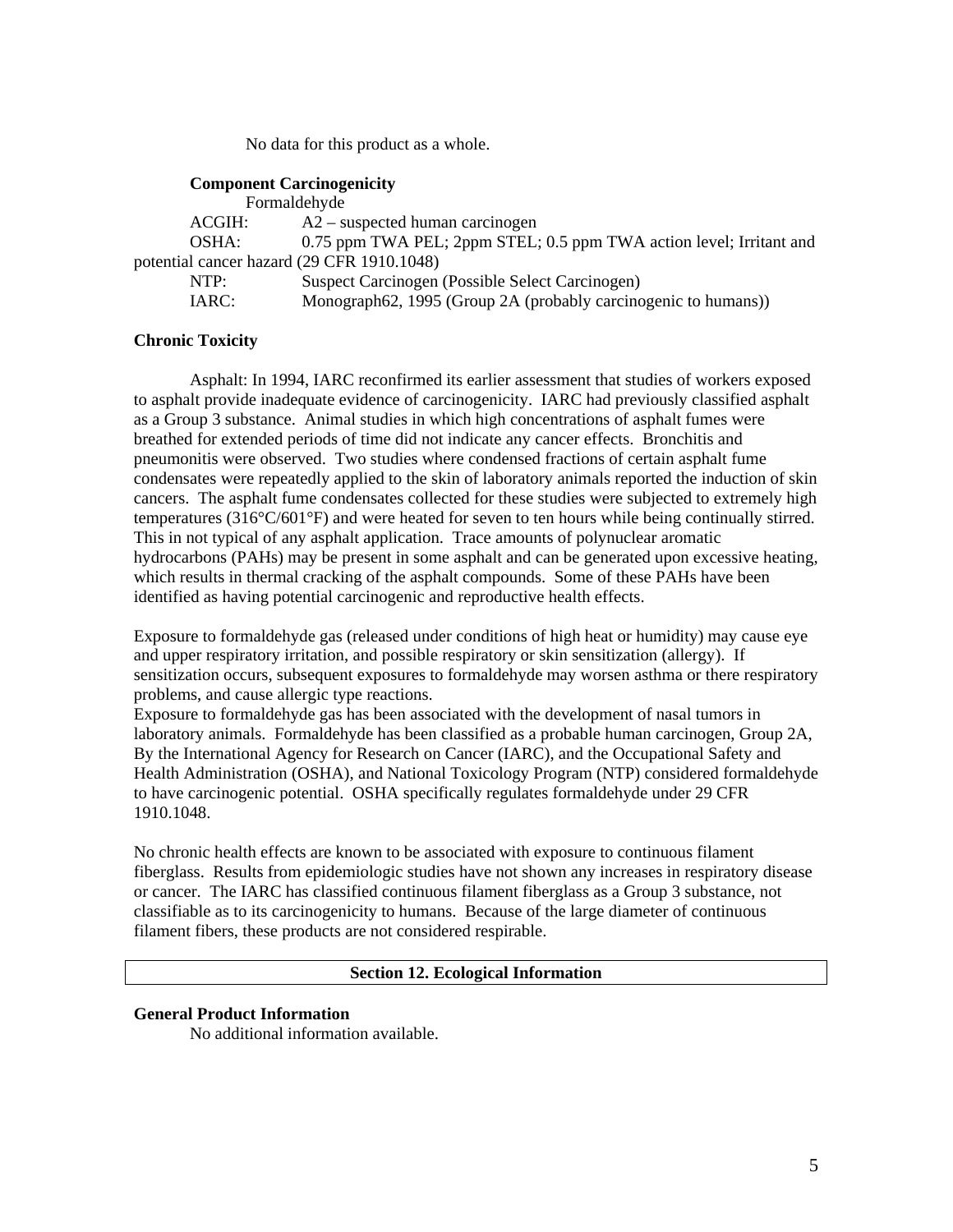No data for this product as a whole.

**Component Carcinogenicity**

Formaldehyde

ACGIH: A2 – suspected human carcinogen

OSHA: 0.75 ppm TWA PEL; 2ppm STEL; 0.5 ppm TWA action level; Irritant and potential cancer hazard (29 CFR 1910.1048)

NTP: Suspect Carcinogen (Possible Select Carcinogen)

IARC: Monograph62, 1995 (Group 2A (probably carcinogenic to humans))

**Chronic Toxicity**

Asphalt: In 1994, IARC reconfirmed its earlier assessment that studies of workers exposed to asphalt provide inadequate evidence of carcinogenicity. IARC had previously classified asphalt as a Group 3 substance. Animal studies in which high concentrations of asphalt fumes were breathed for extended periods of time did not indicate any cancer effects. Bronchitis and pneumonitis were observed. Two studies where condensed fractions of certain asphalt fume condensates were repeatedly applied to the skin of laboratory animals reported the induction of skin cancers. The asphalt fume condensates collected for these studies were subjected to extremely high temperatures (316°C/601°F) and were heated for seven to ten hours while being continually stirred. This in not typical of any asphalt application. Trace amounts of polynuclear aromatic hydrocarbons (PAHs) may be present in some asphalt and can be generated upon excessive heating, which results in thermal cracking of the asphalt compounds. Some of these PAHs have been identified as having potential carcinogenic and reproductive health effects.

Exposure to formaldehyde gas (released under conditions of high heat or humidity) may cause eye and upper respiratory irritation, and possible respiratory or skin sensitization (allergy). If sensitization occurs, subsequent exposures to formaldehyde may worsen asthma or there respiratory problems, and cause allergic type reactions.
Exposure to formaldehyde gas has been associated with the development of nasal tumors in laboratory animals. Formaldehyde has been classified as a probable human carcinogen, Group 2A, By the International Agency for Research on Cancer (IARC), and the Occupational Safety and Health Administration (OSHA), and National Toxicology Program (NTP) considered formaldehyde to have carcinogenic potential. OSHA specifically regulates formaldehyde under 29 CFR 1910.1048.

No chronic health effects are known to be associated with exposure to continuous filament fiberglass. Results from epidemiologic studies have not shown any increases in respiratory disease or cancer. The IARC has classified continuous filament fiberglass as a Group 3 substance, not classifiable as to its carcinogenicity to humans. Because of the large diameter of continuous filament fibers, these products are not considered respirable.

## Section 12. Ecological Information

**General Product Information**

No additional information available.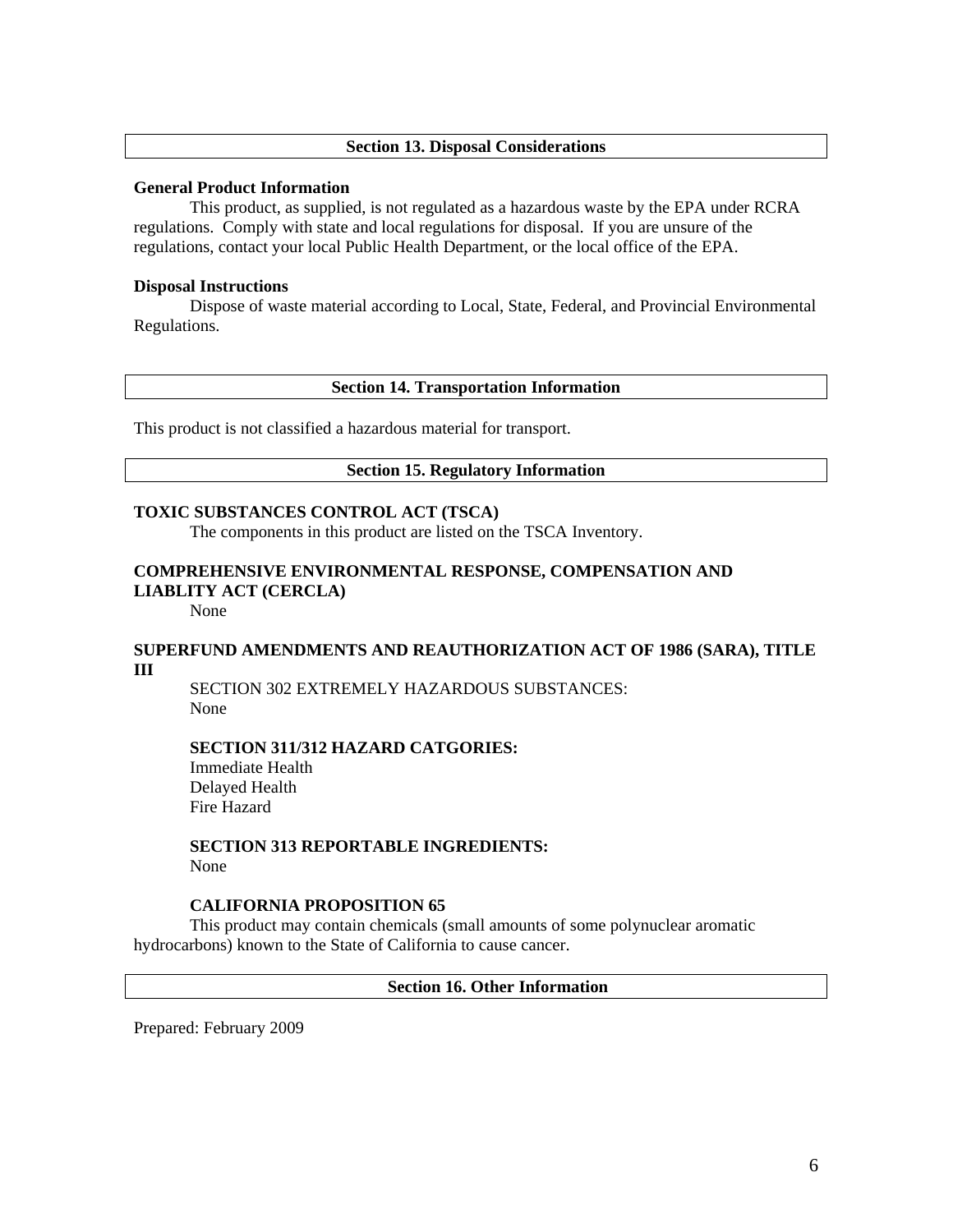## Section 13. Disposal Considerations

**General Product Information**

This product, as supplied, is not regulated as a hazardous waste by the EPA under RCRA regulations. Comply with state and local regulations for disposal. If you are unsure of the regulations, contact your local Public Health Department, or the local office of the EPA.

**Disposal Instructions**

Dispose of waste material according to Local, State, Federal, and Provincial Environmental Regulations.

## Section 14. Transportation Information

This product is not classified a hazardous material for transport.

## Section 15. Regulatory Information

**TOXIC SUBSTANCES CONTROL ACT (TSCA)**

The components in this product are listed on the TSCA Inventory.

**COMPREHENSIVE ENVIRONMENTAL RESPONSE, COMPENSATION AND LIABLITY ACT (CERCLA)**

None

**SUPERFUND AMENDMENTS AND REAUTHORIZATION ACT OF 1986 (SARA), TITLE III**

SECTION 302 EXTREMELY HAZARDOUS SUBSTANCES:
None

**SECTION 311/312 HAZARD CATGORIES:**
Immediate Health
Delayed Health
Fire Hazard

**SECTION 313 REPORTABLE INGREDIENTS:**
None

**CALIFORNIA PROPOSITION 65**

This product may contain chemicals (small amounts of some polynuclear aromatic hydrocarbons) known to the State of California to cause cancer.

## Section 16. Other Information

Prepared: February 2009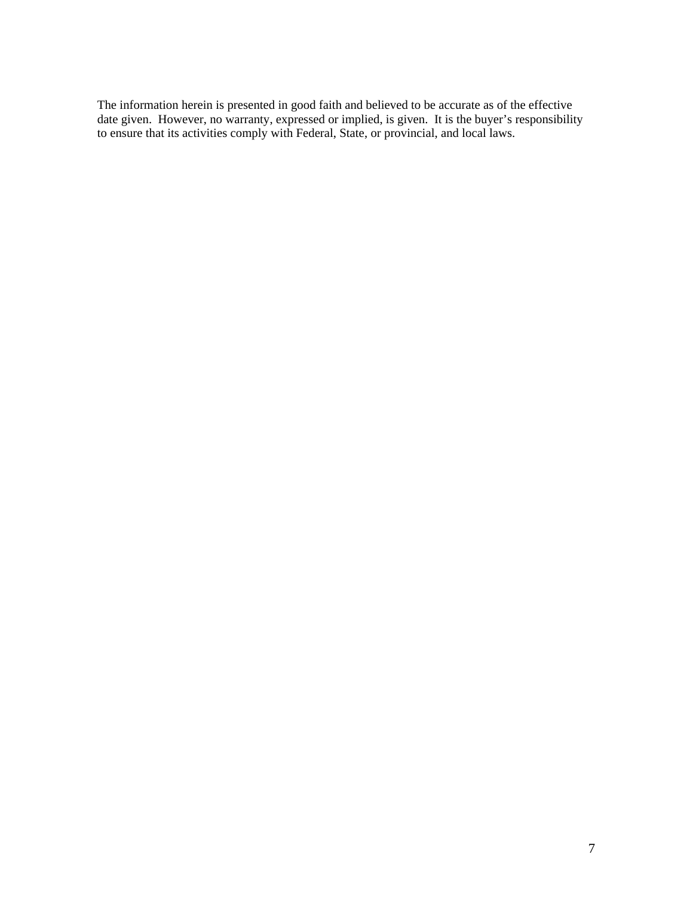The information herein is presented in good faith and believed to be accurate as of the effective date given. However, no warranty, expressed or implied, is given. It is the buyer's responsibility to ensure that its activities comply with Federal, State, or provincial, and local laws.